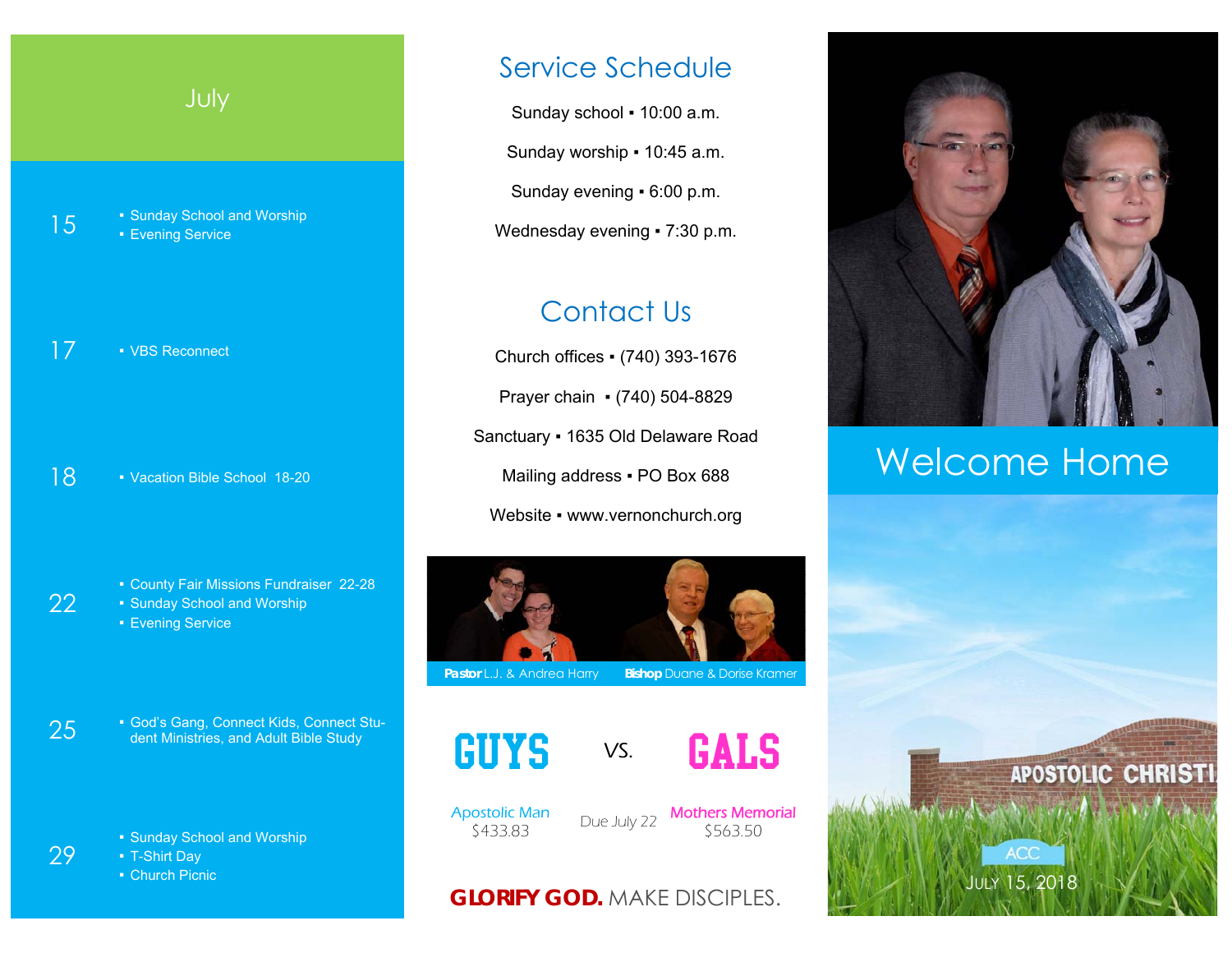# July

**15**
- Sunday School and Worship
- Evening Service

**17**
- VBS Reconnect

**18**
- Vacation Bible School 18-20

**22**
- County Fair Missions Fundraiser 22-28
- Sunday School and Worship
- Evening Service

**25**
- God's Gang, Connect Kids, Connect Student Ministries, and Adult Bible Study

**29**
- Sunday School and Worship
- T-Shirt Day
- Church Picnic

## Service Schedule

Sunday school ▪ 10:00 a.m.

Sunday worship ▪ 10:45 a.m.

Sunday evening ▪ 6:00 p.m.

Wednesday evening ▪ 7:30 p.m.

## Contact Us

Church offices ▪ (740) 393-1676

Prayer chain ▪ (740) 504-8829

Sanctuary ▪ 1635 Old Delaware Road

Mailing address ▪ PO Box 688

Website ▪ www.vernonchurch.org

**Pastor** L.J. & Andrea Harry **Bishop** Duane & Dorise Kramer

## GUYS vs. GALS

| Apostolic Man | | Mothers Memorial |
|---|---|---|
| $433.83 | Due July 22 | $563.50 |

**GLORIFY GOD.** MAKE DISCIPLES.

# Welcome Home

APOSTOLIC CHRISTI

ACC

July 15, 2018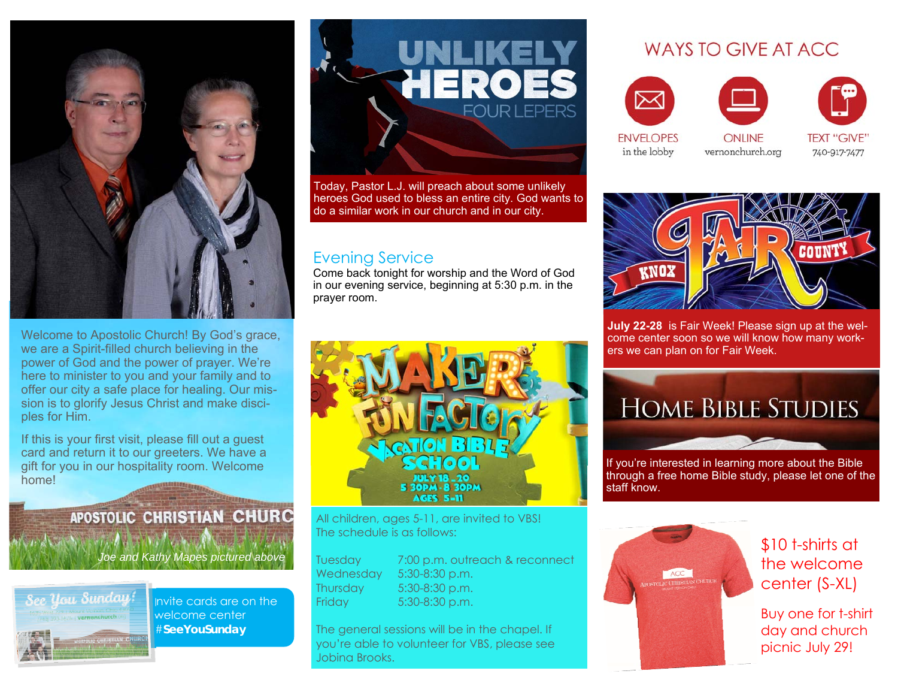Welcome to Apostolic Church! By God's grace, we are a Spirit-filled church believing in the power of God and the power of prayer. We're here to minister to you and your family and to offer our city a safe place for healing. Our mission is to glorify Jesus Christ and make disciples for Him.

If this is your first visit, please fill out a guest card and return it to our greeters. We have a gift for you in our hospitality room. Welcome home!

APOSTOLIC CHRISTIAN CHURC

*Joe and Kathy Mapes pictured above*

See You Sunday!

Invite cards are on the welcome center #**SeeYouSunday**

# UNLIKELY HEROES

FOUR LEPERS

Today, Pastor L.J. will preach about some unlikely heroes God used to bless an entire city. God wants to do a similar work in our church and in our city.

## Evening Service

Come back tonight for worship and the Word of God in our evening service, beginning at 5:30 p.m. in the prayer room.

# MAKER FUN FACTORY

VACATION BIBLE SCHOOL

JULY 18-20
5:30PM-8:30PM
AGES 5-11

All children, ages 5-11, are invited to VBS! The schedule is as follows:

| | |
|---|---|
| Tuesday | 7:00 p.m. outreach & reconnect |
| Wednesday | 5:30-8:30 p.m. |
| Thursday | 5:30-8:30 p.m. |
| Friday | 5:30-8:30 p.m. |

The general sessions will be in the chapel. If you're able to volunteer for VBS, please see Jobina Brooks.

## WAYS TO GIVE AT ACC

ENVELOPES
in the lobby

ONLINE
vernonchurch.org

TEXT "GIVE"
740-917-7477

# KNOX COUNTY FAIR

**July 22-28** is Fair Week! Please sign up at the welcome center soon so we will know how many workers we can plan on for Fair Week.

# HOME BIBLE STUDIES

If you're interested in learning more about the Bible through a free home Bible study, please let one of the staff know.

$10 t-shirts at the welcome center (S-XL)

Buy one for t-shirt day and church picnic July 29!